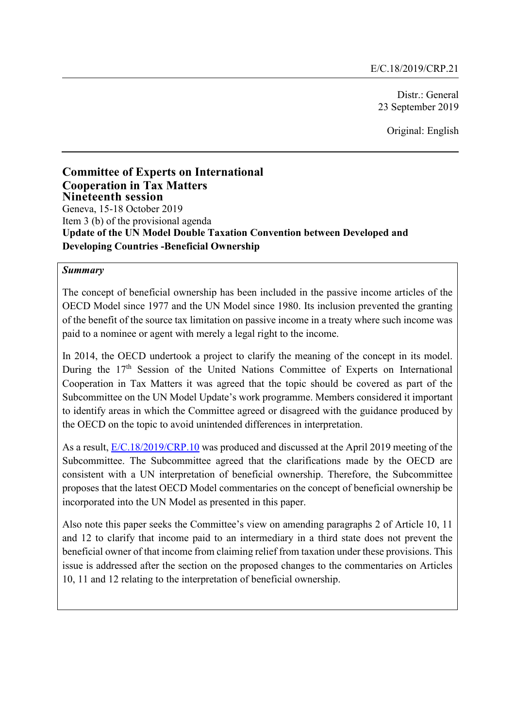E/C.18/2019/CRP.21

Distr.: General
23 September 2019

Original: English

# Committee of Experts on International Cooperation in Tax Matters

## Nineteenth session

Geneva, 15-18 October 2019

Item 3 (b) of the provisional agenda

**Update of the UN Model Double Taxation Convention between Developed and Developing Countries -Beneficial Ownership**

***Summary***

The concept of beneficial ownership has been included in the passive income articles of the OECD Model since 1977 and the UN Model since 1980. Its inclusion prevented the granting of the benefit of the source tax limitation on passive income in a treaty where such income was paid to a nominee or agent with merely a legal right to the income.

In 2014, the OECD undertook a project to clarify the meaning of the concept in its model. During the 17th Session of the United Nations Committee of Experts on International Cooperation in Tax Matters it was agreed that the topic should be covered as part of the Subcommittee on the UN Model Update's work programme. Members considered it important to identify areas in which the Committee agreed or disagreed with the guidance produced by the OECD on the topic to avoid unintended differences in interpretation.

As a result, [E/C.18/2019/CRP.10](E/C.18/2019/CRP.10) was produced and discussed at the April 2019 meeting of the Subcommittee. The Subcommittee agreed that the clarifications made by the OECD are consistent with a UN interpretation of beneficial ownership. Therefore, the Subcommittee proposes that the latest OECD Model commentaries on the concept of beneficial ownership be incorporated into the UN Model as presented in this paper.

Also note this paper seeks the Committee's view on amending paragraphs 2 of Article 10, 11 and 12 to clarify that income paid to an intermediary in a third state does not prevent the beneficial owner of that income from claiming relief from taxation under these provisions. This issue is addressed after the section on the proposed changes to the commentaries on Articles 10, 11 and 12 relating to the interpretation of beneficial ownership.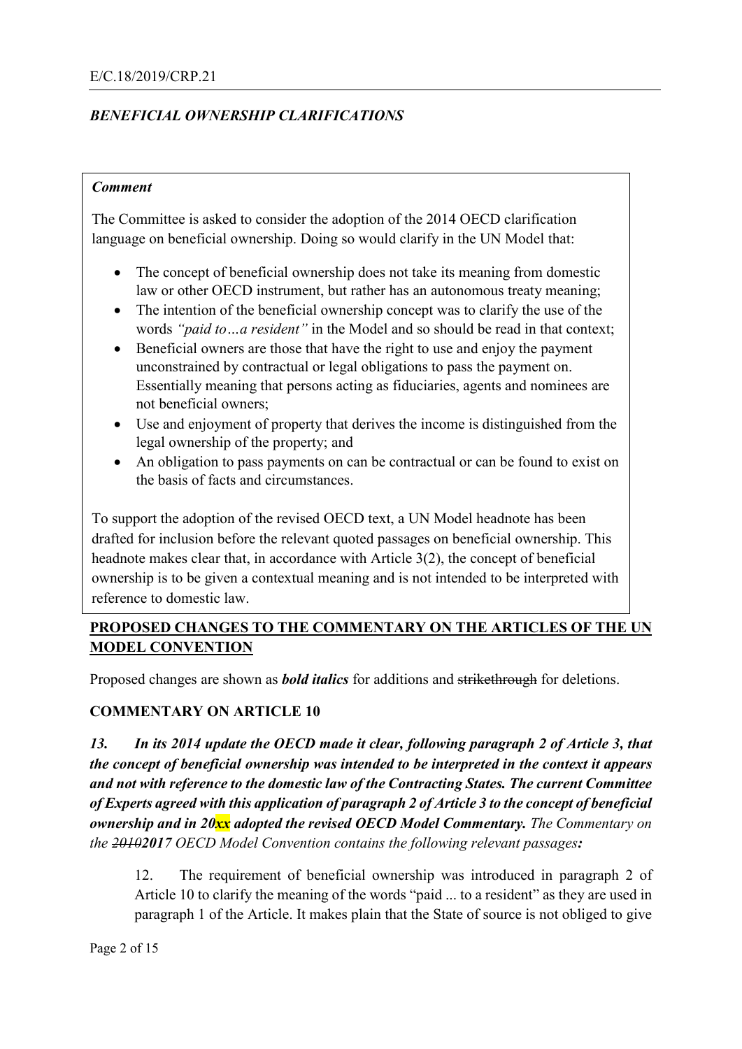## *BENEFICIAL OWNERSHIP CLARIFICATIONS*

> ***Comment***
>
> The Committee is asked to consider the adoption of the 2014 OECD clarification language on beneficial ownership. Doing so would clarify in the UN Model that:
>
> - The concept of beneficial ownership does not take its meaning from domestic law or other OECD instrument, but rather has an autonomous treaty meaning;
> - The intention of the beneficial ownership concept was to clarify the use of the words *"paid to…a resident"* in the Model and so should be read in that context;
> - Beneficial owners are those that have the right to use and enjoy the payment unconstrained by contractual or legal obligations to pass the payment on. Essentially meaning that persons acting as fiduciaries, agents and nominees are not beneficial owners;
> - Use and enjoyment of property that derives the income is distinguished from the legal ownership of the property; and
> - An obligation to pass payments on can be contractual or can be found to exist on the basis of facts and circumstances.
>
> To support the adoption of the revised OECD text, a UN Model headnote has been drafted for inclusion before the relevant quoted passages on beneficial ownership. This headnote makes clear that, in accordance with Article 3(2), the concept of beneficial ownership is to be given a contextual meaning and is not intended to be interpreted with reference to domestic law.

## **PROPOSED CHANGES TO THE COMMENTARY ON THE ARTICLES OF THE UN MODEL CONVENTION**

Proposed changes are shown as ***bold italics*** for additions and ~~strikethrough~~ for deletions.

### **COMMENTARY ON ARTICLE 10**

***13. In its 2014 update the OECD made it clear, following paragraph 2 of Article 3, that the concept of beneficial ownership was intended to be interpreted in the context it appears and not with reference to the domestic law of the Contracting States. The current Committee of Experts agreed with this application of paragraph 2 of Article 3 to the concept of beneficial ownership and in 20xx adopted the revised OECD Model Commentary.*** *The Commentary on the ~~2010~~**2017** OECD Model Convention contains the following relevant passages**:***

> 12. The requirement of beneficial ownership was introduced in paragraph 2 of Article 10 to clarify the meaning of the words "paid ... to a resident" as they are used in paragraph 1 of the Article. It makes plain that the State of source is not obliged to give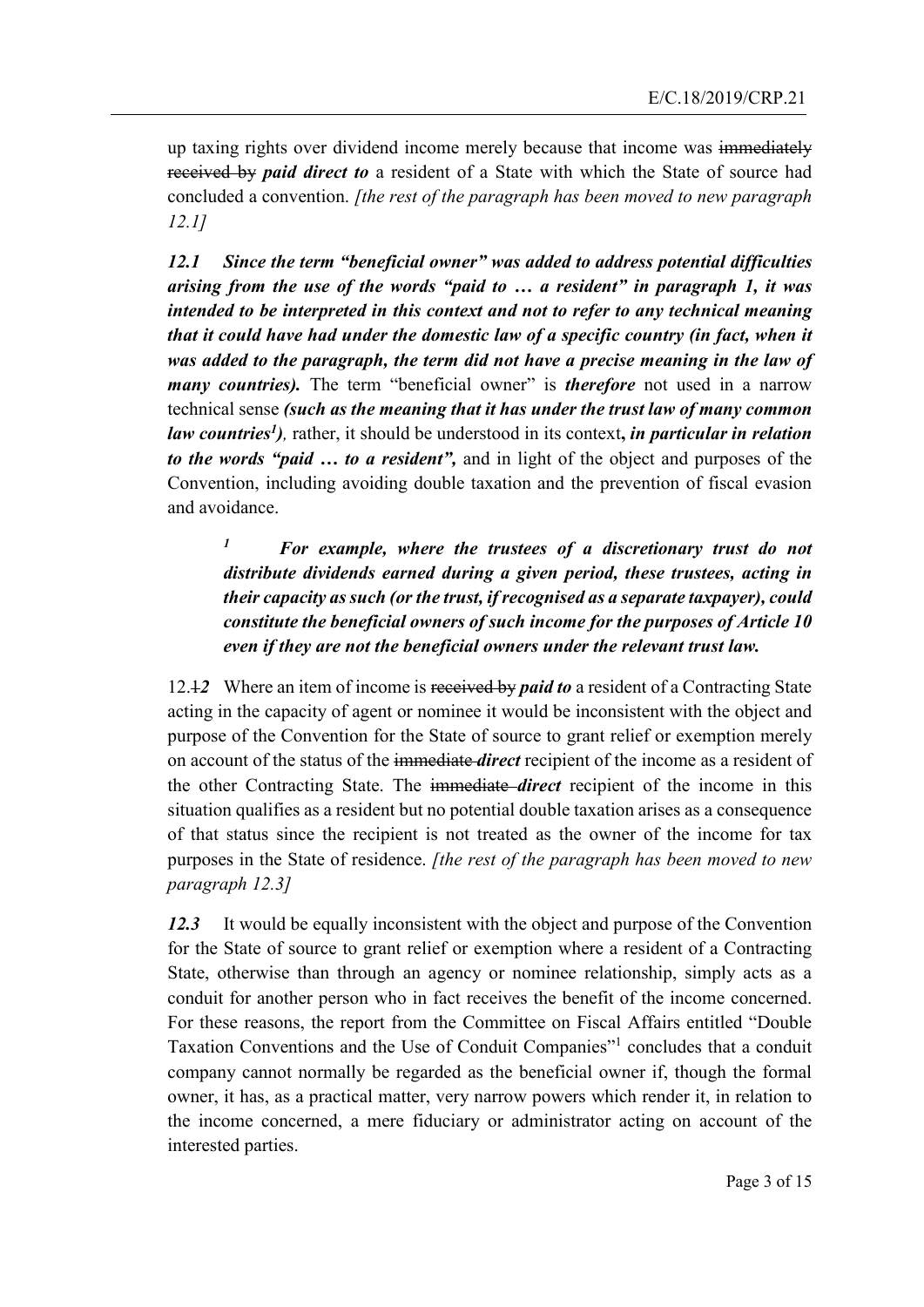up taxing rights over dividend income merely because that income was ~~immediately received by~~ ***paid direct to*** a resident of a State with which the State of source had concluded a convention. *[the rest of the paragraph has been moved to new paragraph 12.1]*

***12.1 Since the term "beneficial owner" was added to address potential difficulties arising from the use of the words "paid to … a resident" in paragraph 1, it was intended to be interpreted in this context and not to refer to any technical meaning that it could have had under the domestic law of a specific country (in fact, when it was added to the paragraph, the term did not have a precise meaning in the law of many countries).*** The term "beneficial owner" is ***therefore*** not used in a narrow technical sense ***(such as the meaning that it has under the trust law of many common law countries[1])****,* rather, it should be understood in its context***, in particular in relation to the words "paid … to a resident",*** and in light of the object and purposes of the Convention, including avoiding double taxation and the prevention of fiscal evasion and avoidance.

> ***[1] For example, where the trustees of a discretionary trust do not distribute dividends earned during a given period, these trustees, acting in their capacity as such (or the trust, if recognised as a separate taxpayer), could constitute the beneficial owners of such income for the purposes of Article 10 even if they are not the beneficial owners under the relevant trust law.***

12.~~1~~***2*** Where an item of income is ~~received by~~ ***paid to*** a resident of a Contracting State acting in the capacity of agent or nominee it would be inconsistent with the object and purpose of the Convention for the State of source to grant relief or exemption merely on account of the status of the ~~immediate~~ ***direct*** recipient of the income as a resident of the other Contracting State. The ~~immediate~~ ***direct*** recipient of the income in this situation qualifies as a resident but no potential double taxation arises as a consequence of that status since the recipient is not treated as the owner of the income for tax purposes in the State of residence. *[the rest of the paragraph has been moved to new paragraph 12.3]*

***12.3*** It would be equally inconsistent with the object and purpose of the Convention for the State of source to grant relief or exemption where a resident of a Contracting State, otherwise than through an agency or nominee relationship, simply acts as a conduit for another person who in fact receives the benefit of the income concerned. For these reasons, the report from the Committee on Fiscal Affairs entitled "Double Taxation Conventions and the Use of Conduit Companies"[1] concludes that a conduit company cannot normally be regarded as the beneficial owner if, though the formal owner, it has, as a practical matter, very narrow powers which render it, in relation to the income concerned, a mere fiduciary or administrator acting on account of the interested parties.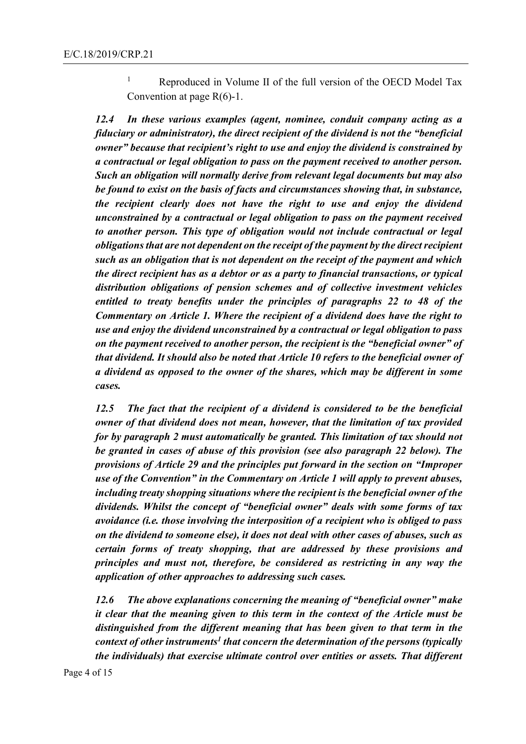[1] Reproduced in Volume II of the full version of the OECD Model Tax Convention at page R(6)-1.

***12.4 In these various examples (agent, nominee, conduit company acting as a fiduciary or administrator), the direct recipient of the dividend is not the "beneficial owner" because that recipient's right to use and enjoy the dividend is constrained by a contractual or legal obligation to pass on the payment received to another person. Such an obligation will normally derive from relevant legal documents but may also be found to exist on the basis of facts and circumstances showing that, in substance, the recipient clearly does not have the right to use and enjoy the dividend unconstrained by a contractual or legal obligation to pass on the payment received to another person. This type of obligation would not include contractual or legal obligations that are not dependent on the receipt of the payment by the direct recipient such as an obligation that is not dependent on the receipt of the payment and which the direct recipient has as a debtor or as a party to financial transactions, or typical distribution obligations of pension schemes and of collective investment vehicles entitled to treaty benefits under the principles of paragraphs 22 to 48 of the Commentary on Article 1. Where the recipient of a dividend does have the right to use and enjoy the dividend unconstrained by a contractual or legal obligation to pass on the payment received to another person, the recipient is the "beneficial owner" of that dividend. It should also be noted that Article 10 refers to the beneficial owner of a dividend as opposed to the owner of the shares, which may be different in some cases.***

***12.5 The fact that the recipient of a dividend is considered to be the beneficial owner of that dividend does not mean, however, that the limitation of tax provided for by paragraph 2 must automatically be granted. This limitation of tax should not be granted in cases of abuse of this provision (see also paragraph 22 below). The provisions of Article 29 and the principles put forward in the section on "Improper use of the Convention" in the Commentary on Article 1 will apply to prevent abuses, including treaty shopping situations where the recipient is the beneficial owner of the dividends. Whilst the concept of "beneficial owner" deals with some forms of tax avoidance (i.e. those involving the interposition of a recipient who is obliged to pass on the dividend to someone else), it does not deal with other cases of abuses, such as certain forms of treaty shopping, that are addressed by these provisions and principles and must not, therefore, be considered as restricting in any way the application of other approaches to addressing such cases.***

***12.6 The above explanations concerning the meaning of "beneficial owner" make it clear that the meaning given to this term in the context of the Article must be distinguished from the different meaning that has been given to that term in the context of other instruments[1] that concern the determination of the persons (typically the individuals) that exercise ultimate control over entities or assets. That different***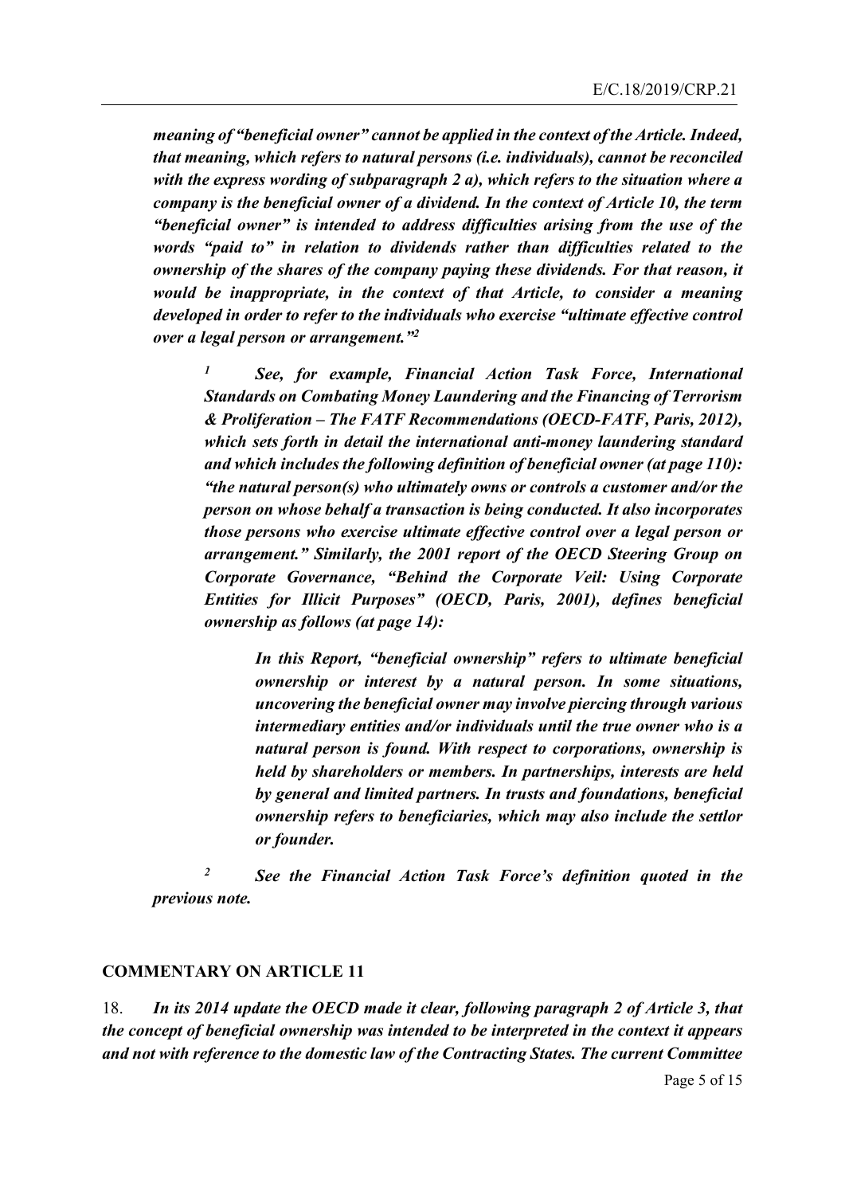***meaning of "beneficial owner" cannot be applied in the context of the Article. Indeed, that meaning, which refers to natural persons (i.e. individuals), cannot be reconciled with the express wording of subparagraph 2 a), which refers to the situation where a company is the beneficial owner of a dividend. In the context of Article 10, the term "beneficial owner" is intended to address difficulties arising from the use of the words "paid to" in relation to dividends rather than difficulties related to the ownership of the shares of the company paying these dividends. For that reason, it would be inappropriate, in the context of that Article, to consider a meaning developed in order to refer to the individuals who exercise "ultimate effective control over a legal person or arrangement."[2]***

> ***[1] See, for example, Financial Action Task Force, International Standards on Combating Money Laundering and the Financing of Terrorism & Proliferation – The FATF Recommendations (OECD-FATF, Paris, 2012), which sets forth in detail the international anti-money laundering standard and which includes the following definition of beneficial owner (at page 110): "the natural person(s) who ultimately owns or controls a customer and/or the person on whose behalf a transaction is being conducted. It also incorporates those persons who exercise ultimate effective control over a legal person or arrangement." Similarly, the 2001 report of the OECD Steering Group on Corporate Governance, "Behind the Corporate Veil: Using Corporate Entities for Illicit Purposes" (OECD, Paris, 2001), defines beneficial ownership as follows (at page 14):***
>
> > ***In this Report, "beneficial ownership" refers to ultimate beneficial ownership or interest by a natural person. In some situations, uncovering the beneficial owner may involve piercing through various intermediary entities and/or individuals until the true owner who is a natural person is found. With respect to corporations, ownership is held by shareholders or members. In partnerships, interests are held by general and limited partners. In trusts and foundations, beneficial ownership refers to beneficiaries, which may also include the settlor or founder.***
>
> ***[2] See the Financial Action Task Force's definition quoted in the previous note.***

## COMMENTARY ON ARTICLE 11

18. ***In its 2014 update the OECD made it clear, following paragraph 2 of Article 3, that the concept of beneficial ownership was intended to be interpreted in the context it appears and not with reference to the domestic law of the Contracting States. The current Committee***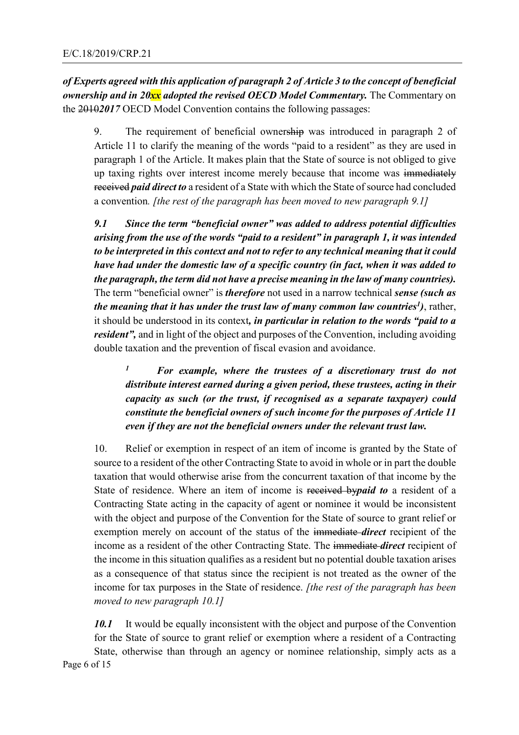***of Experts agreed with this application of paragraph 2 of Article 3 to the concept of beneficial ownership and in 20xx adopted the revised OECD Model Commentary.*** The Commentary on the ~~2010~~***2017*** OECD Model Convention contains the following passages:

> 9. The requirement of beneficial owner~~ship~~ was introduced in paragraph 2 of Article 11 to clarify the meaning of the words "paid to a resident" as they are used in paragraph 1 of the Article. It makes plain that the State of source is not obliged to give up taxing rights over interest income merely because that income was ~~immediately received~~ ***paid direct to*** a resident of a State with which the State of source had concluded a convention*. [the rest of the paragraph has been moved to new paragraph 9.1]*
>
> ***9.1 Since the term "beneficial owner" was added to address potential difficulties arising from the use of the words "paid to a resident" in paragraph 1, it was intended to be interpreted in this context and not to refer to any technical meaning that it could have had under the domestic law of a specific country (in fact, when it was added to the paragraph, the term did not have a precise meaning in the law of many countries).*** The term "beneficial owner" is ***therefore*** not used in a narrow technical ***sense (such as the meaning that it has under the trust law of many common law countries[1])***, rather, it should be understood in its context***, in particular in relation to the words "paid to a resident",*** and in light of the object and purposes of the Convention, including avoiding double taxation and the prevention of fiscal evasion and avoidance.
>
> > ***[1] For example, where the trustees of a discretionary trust do not distribute interest earned during a given period, these trustees, acting in their capacity as such (or the trust, if recognised as a separate taxpayer) could constitute the beneficial owners of such income for the purposes of Article 11 even if they are not the beneficial owners under the relevant trust law.***
>
> 10. Relief or exemption in respect of an item of income is granted by the State of source to a resident of the other Contracting State to avoid in whole or in part the double taxation that would otherwise arise from the concurrent taxation of that income by the State of residence. Where an item of income is ~~received by~~***paid to*** a resident of a Contracting State acting in the capacity of agent or nominee it would be inconsistent with the object and purpose of the Convention for the State of source to grant relief or exemption merely on account of the status of the ~~immediate~~ ***direct*** recipient of the income as a resident of the other Contracting State. The ~~immediate~~ ***direct*** recipient of the income in this situation qualifies as a resident but no potential double taxation arises as a consequence of that status since the recipient is not treated as the owner of the income for tax purposes in the State of residence. *[the rest of the paragraph has been moved to new paragraph 10.1]*
>
> ***10.1*** It would be equally inconsistent with the object and purpose of the Convention for the State of source to grant relief or exemption where a resident of a Contracting State, otherwise than through an agency or nominee relationship, simply acts as a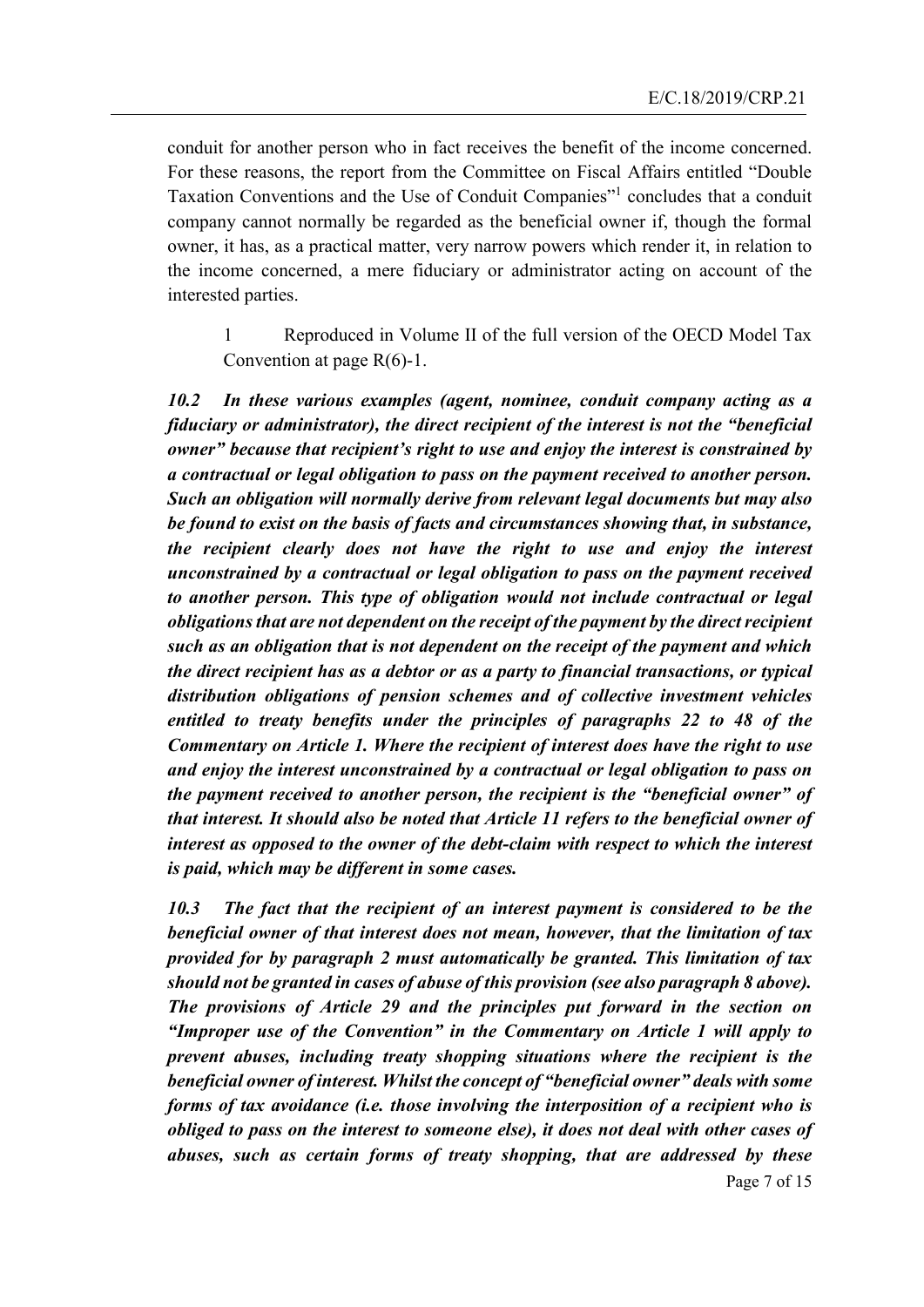conduit for another person who in fact receives the benefit of the income concerned. For these reasons, the report from the Committee on Fiscal Affairs entitled "Double Taxation Conventions and the Use of Conduit Companies"[1] concludes that a conduit company cannot normally be regarded as the beneficial owner if, though the formal owner, it has, as a practical matter, very narrow powers which render it, in relation to the income concerned, a mere fiduciary or administrator acting on account of the interested parties.

1 Reproduced in Volume II of the full version of the OECD Model Tax Convention at page R(6)-1.

***10.2 In these various examples (agent, nominee, conduit company acting as a fiduciary or administrator), the direct recipient of the interest is not the "beneficial owner" because that recipient's right to use and enjoy the interest is constrained by a contractual or legal obligation to pass on the payment received to another person. Such an obligation will normally derive from relevant legal documents but may also be found to exist on the basis of facts and circumstances showing that, in substance, the recipient clearly does not have the right to use and enjoy the interest unconstrained by a contractual or legal obligation to pass on the payment received to another person. This type of obligation would not include contractual or legal obligations that are not dependent on the receipt of the payment by the direct recipient such as an obligation that is not dependent on the receipt of the payment and which the direct recipient has as a debtor or as a party to financial transactions, or typical distribution obligations of pension schemes and of collective investment vehicles entitled to treaty benefits under the principles of paragraphs 22 to 48 of the Commentary on Article 1. Where the recipient of interest does have the right to use and enjoy the interest unconstrained by a contractual or legal obligation to pass on the payment received to another person, the recipient is the "beneficial owner" of that interest. It should also be noted that Article 11 refers to the beneficial owner of interest as opposed to the owner of the debt-claim with respect to which the interest is paid, which may be different in some cases.***

***10.3 The fact that the recipient of an interest payment is considered to be the beneficial owner of that interest does not mean, however, that the limitation of tax provided for by paragraph 2 must automatically be granted. This limitation of tax should not be granted in cases of abuse of this provision (see also paragraph 8 above). The provisions of Article 29 and the principles put forward in the section on "Improper use of the Convention" in the Commentary on Article 1 will apply to prevent abuses, including treaty shopping situations where the recipient is the beneficial owner of interest. Whilst the concept of "beneficial owner" deals with some forms of tax avoidance (i.e. those involving the interposition of a recipient who is obliged to pass on the interest to someone else), it does not deal with other cases of abuses, such as certain forms of treaty shopping, that are addressed by these***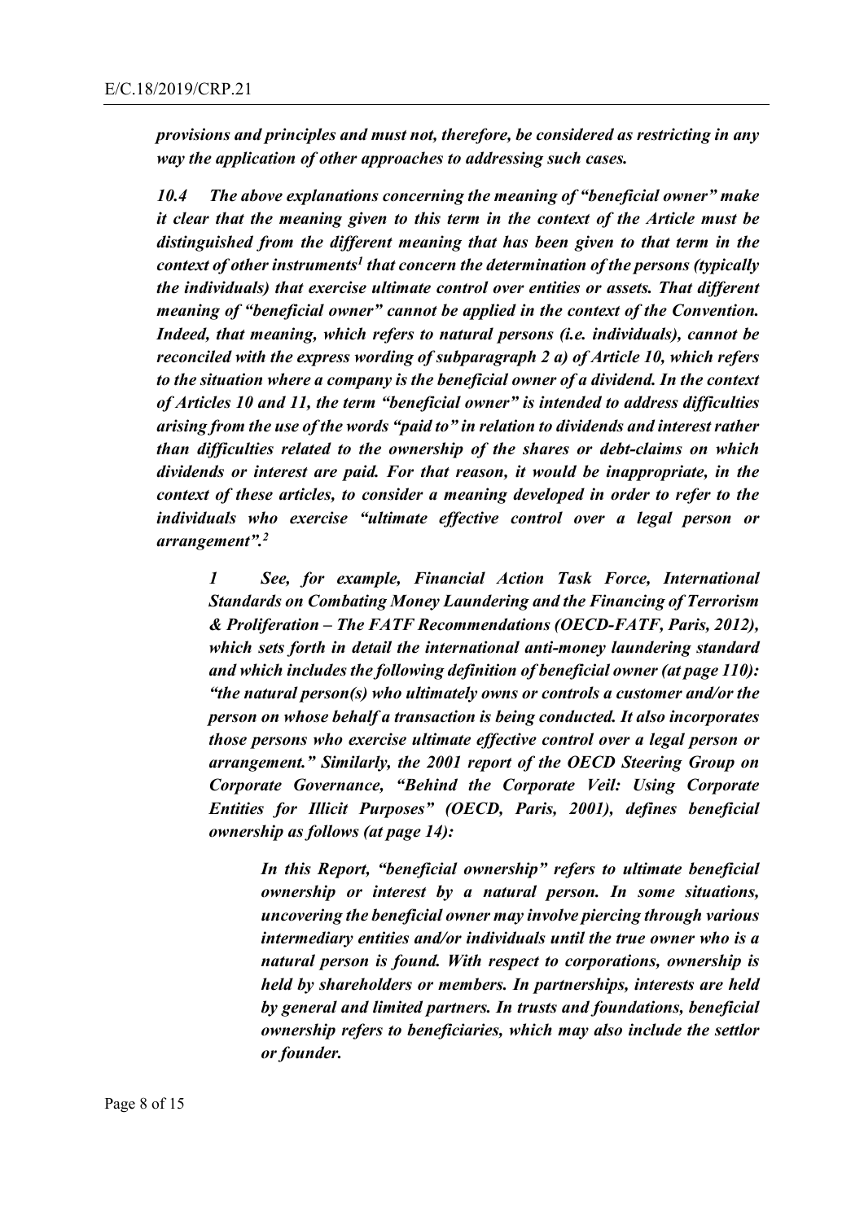***provisions and principles and must not, therefore, be considered as restricting in any way the application of other approaches to addressing such cases.***

***10.4 The above explanations concerning the meaning of "beneficial owner" make it clear that the meaning given to this term in the context of the Article must be distinguished from the different meaning that has been given to that term in the context of other instruments[1] that concern the determination of the persons (typically the individuals) that exercise ultimate control over entities or assets. That different meaning of "beneficial owner" cannot be applied in the context of the Convention. Indeed, that meaning, which refers to natural persons (i.e. individuals), cannot be reconciled with the express wording of subparagraph 2 a) of Article 10, which refers to the situation where a company is the beneficial owner of a dividend. In the context of Articles 10 and 11, the term "beneficial owner" is intended to address difficulties arising from the use of the words "paid to" in relation to dividends and interest rather than difficulties related to the ownership of the shares or debt-claims on which dividends or interest are paid. For that reason, it would be inappropriate, in the context of these articles, to consider a meaning developed in order to refer to the individuals who exercise "ultimate effective control over a legal person or arrangement".[2]***

> ***1 See, for example, Financial Action Task Force, International Standards on Combating Money Laundering and the Financing of Terrorism & Proliferation – The FATF Recommendations (OECD-FATF, Paris, 2012), which sets forth in detail the international anti-money laundering standard and which includes the following definition of beneficial owner (at page 110): "the natural person(s) who ultimately owns or controls a customer and/or the person on whose behalf a transaction is being conducted. It also incorporates those persons who exercise ultimate effective control over a legal person or arrangement." Similarly, the 2001 report of the OECD Steering Group on Corporate Governance, "Behind the Corporate Veil: Using Corporate Entities for Illicit Purposes" (OECD, Paris, 2001), defines beneficial ownership as follows (at page 14):***
>
> > ***In this Report, "beneficial ownership" refers to ultimate beneficial ownership or interest by a natural person. In some situations, uncovering the beneficial owner may involve piercing through various intermediary entities and/or individuals until the true owner who is a natural person is found. With respect to corporations, ownership is held by shareholders or members. In partnerships, interests are held by general and limited partners. In trusts and foundations, beneficial ownership refers to beneficiaries, which may also include the settlor or founder.***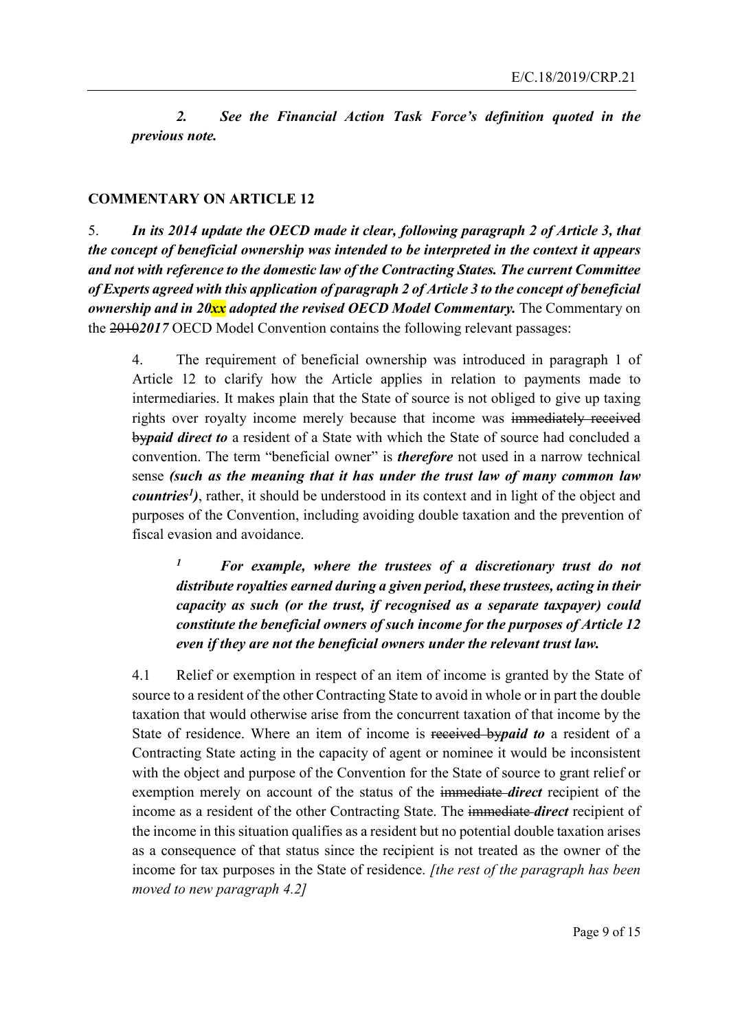***2. See the Financial Action Task Force's definition quoted in the previous note.***

## COMMENTARY ON ARTICLE 12

5. ***In its 2014 update the OECD made it clear, following paragraph 2 of Article 3, that the concept of beneficial ownership was intended to be interpreted in the context it appears and not with reference to the domestic law of the Contracting States. The current Committee of Experts agreed with this application of paragraph 2 of Article 3 to the concept of beneficial ownership and in 20xx adopted the revised OECD Model Commentary.*** The Commentary on the ~~2010~~***2017*** OECD Model Convention contains the following relevant passages:

> 4. The requirement of beneficial ownership was introduced in paragraph 1 of Article 12 to clarify how the Article applies in relation to payments made to intermediaries. It makes plain that the State of source is not obliged to give up taxing rights over royalty income merely because that income was ~~immediately received by~~***paid direct to*** a resident of a State with which the State of source had concluded a convention. The term "beneficial owner" is ***therefore*** not used in a narrow technical sense ***(such as the meaning that it has under the trust law of many common law countries[1])***, rather, it should be understood in its context and in light of the object and purposes of the Convention, including avoiding double taxation and the prevention of fiscal evasion and avoidance.
>
> > [1] ***For example, where the trustees of a discretionary trust do not distribute royalties earned during a given period, these trustees, acting in their capacity as such (or the trust, if recognised as a separate taxpayer) could constitute the beneficial owners of such income for the purposes of Article 12 even if they are not the beneficial owners under the relevant trust law.***
>
> 4.1 Relief or exemption in respect of an item of income is granted by the State of source to a resident of the other Contracting State to avoid in whole or in part the double taxation that would otherwise arise from the concurrent taxation of that income by the State of residence. Where an item of income is ~~received by~~***paid to*** a resident of a Contracting State acting in the capacity of agent or nominee it would be inconsistent with the object and purpose of the Convention for the State of source to grant relief or exemption merely on account of the status of the ~~immediate~~ ***direct*** recipient of the income as a resident of the other Contracting State. The ~~immediate~~ ***direct*** recipient of the income in this situation qualifies as a resident but no potential double taxation arises as a consequence of that status since the recipient is not treated as the owner of the income for tax purposes in the State of residence. *[the rest of the paragraph has been moved to new paragraph 4.2]*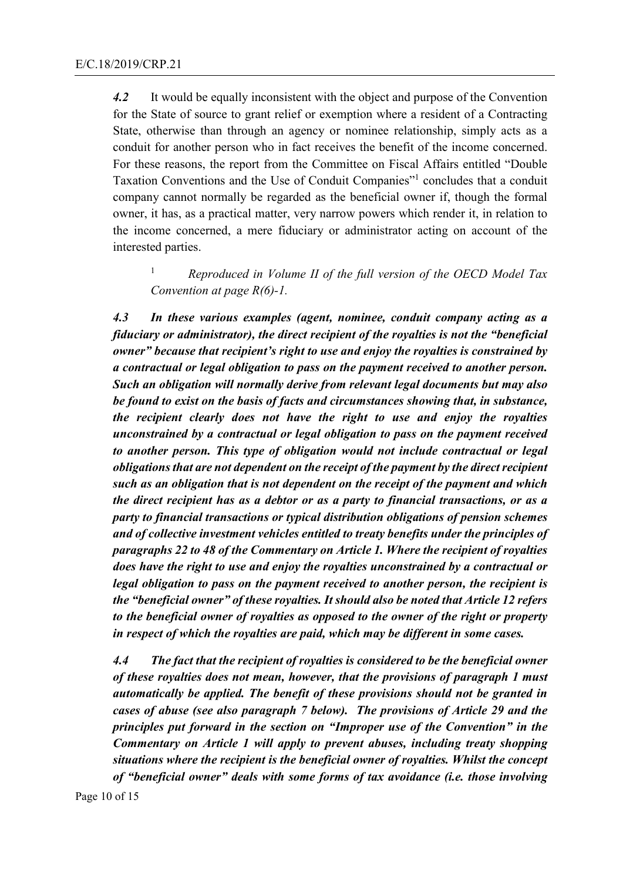*4.2* It would be equally inconsistent with the object and purpose of the Convention for the State of source to grant relief or exemption where a resident of a Contracting State, otherwise than through an agency or nominee relationship, simply acts as a conduit for another person who in fact receives the benefit of the income concerned. For these reasons, the report from the Committee on Fiscal Affairs entitled "Double Taxation Conventions and the Use of Conduit Companies"[1] concludes that a conduit company cannot normally be regarded as the beneficial owner if, though the formal owner, it has, as a practical matter, very narrow powers which render it, in relation to the income concerned, a mere fiduciary or administrator acting on account of the interested parties.

> [1] *Reproduced in Volume II of the full version of the OECD Model Tax Convention at page R(6)-1.*

***4.3 In these various examples (agent, nominee, conduit company acting as a fiduciary or administrator), the direct recipient of the royalties is not the "beneficial owner" because that recipient's right to use and enjoy the royalties is constrained by a contractual or legal obligation to pass on the payment received to another person. Such an obligation will normally derive from relevant legal documents but may also be found to exist on the basis of facts and circumstances showing that, in substance, the recipient clearly does not have the right to use and enjoy the royalties unconstrained by a contractual or legal obligation to pass on the payment received to another person. This type of obligation would not include contractual or legal obligations that are not dependent on the receipt of the payment by the direct recipient such as an obligation that is not dependent on the receipt of the payment and which the direct recipient has as a debtor or as a party to financial transactions, or as a party to financial transactions or typical distribution obligations of pension schemes and of collective investment vehicles entitled to treaty benefits under the principles of paragraphs 22 to 48 of the Commentary on Article 1. Where the recipient of royalties does have the right to use and enjoy the royalties unconstrained by a contractual or legal obligation to pass on the payment received to another person, the recipient is the "beneficial owner" of these royalties. It should also be noted that Article 12 refers to the beneficial owner of royalties as opposed to the owner of the right or property in respect of which the royalties are paid, which may be different in some cases.***

***4.4 The fact that the recipient of royalties is considered to be the beneficial owner of these royalties does not mean, however, that the provisions of paragraph 1 must automatically be applied. The benefit of these provisions should not be granted in cases of abuse (see also paragraph 7 below). The provisions of Article 29 and the principles put forward in the section on "Improper use of the Convention" in the Commentary on Article 1 will apply to prevent abuses, including treaty shopping situations where the recipient is the beneficial owner of royalties. Whilst the concept of "beneficial owner" deals with some forms of tax avoidance (i.e. those involving***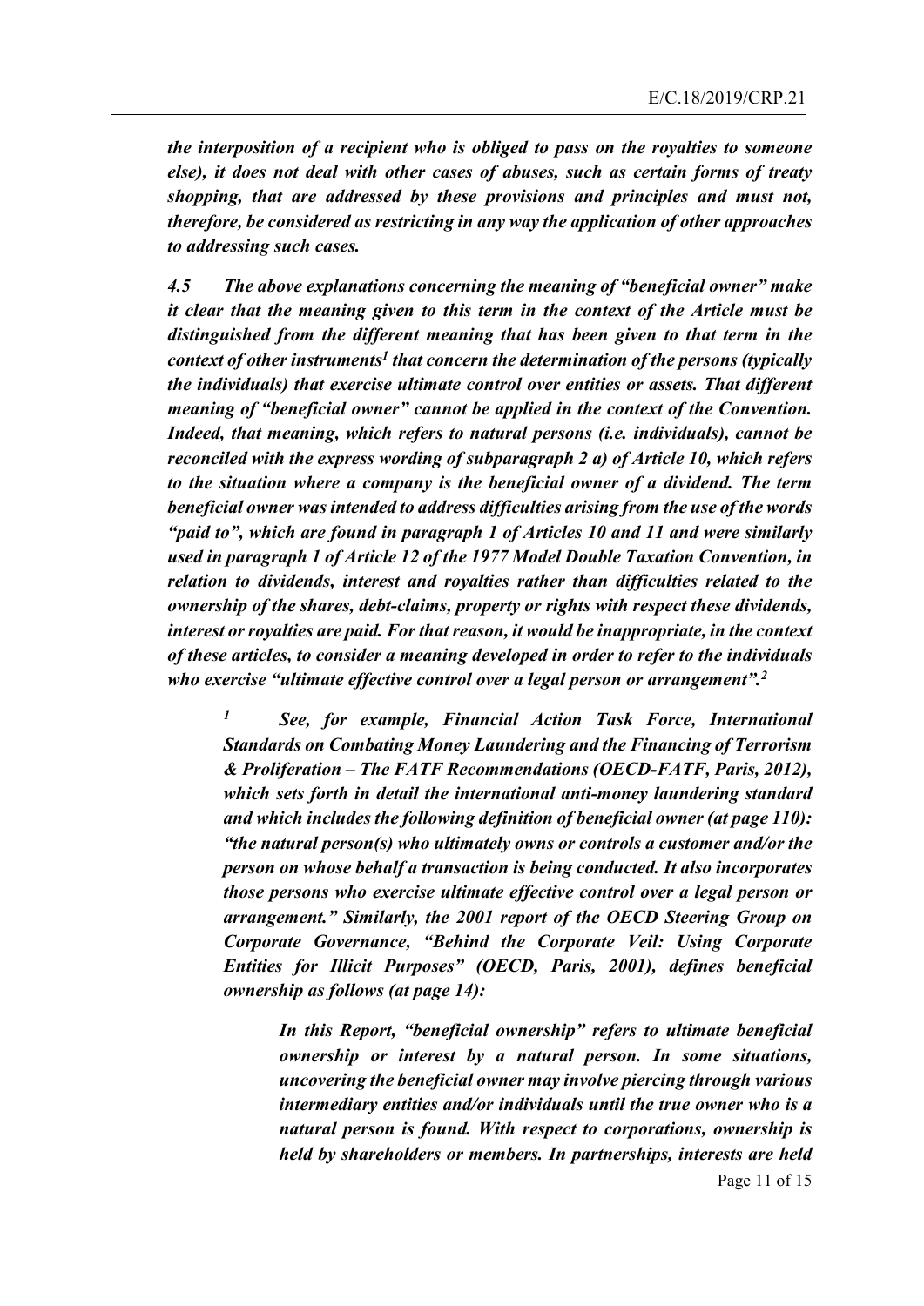*the interposition of a recipient who is obliged to pass on the royalties to someone else), it does not deal with other cases of abuses, such as certain forms of treaty shopping, that are addressed by these provisions and principles and must not, therefore, be considered as restricting in any way the application of other approaches to addressing such cases.*

*4.5 The above explanations concerning the meaning of "beneficial owner" make it clear that the meaning given to this term in the context of the Article must be distinguished from the different meaning that has been given to that term in the context of other instruments[1] that concern the determination of the persons (typically the individuals) that exercise ultimate control over entities or assets. That different meaning of "beneficial owner" cannot be applied in the context of the Convention. Indeed, that meaning, which refers to natural persons (i.e. individuals), cannot be reconciled with the express wording of subparagraph 2 a) of Article 10, which refers to the situation where a company is the beneficial owner of a dividend. The term beneficial owner was intended to address difficulties arising from the use of the words "paid to", which are found in paragraph 1 of Articles 10 and 11 and were similarly used in paragraph 1 of Article 12 of the 1977 Model Double Taxation Convention, in relation to dividends, interest and royalties rather than difficulties related to the ownership of the shares, debt-claims, property or rights with respect these dividends, interest or royalties are paid. For that reason, it would be inappropriate, in the context of these articles, to consider a meaning developed in order to refer to the individuals who exercise "ultimate effective control over a legal person or arrangement".[2]*

> *[1] See, for example, Financial Action Task Force, International Standards on Combating Money Laundering and the Financing of Terrorism & Proliferation – The FATF Recommendations (OECD-FATF, Paris, 2012), which sets forth in detail the international anti-money laundering standard and which includes the following definition of beneficial owner (at page 110): "the natural person(s) who ultimately owns or controls a customer and/or the person on whose behalf a transaction is being conducted. It also incorporates those persons who exercise ultimate effective control over a legal person or arrangement." Similarly, the 2001 report of the OECD Steering Group on Corporate Governance, "Behind the Corporate Veil: Using Corporate Entities for Illicit Purposes" (OECD, Paris, 2001), defines beneficial ownership as follows (at page 14):*
>
> > *In this Report, "beneficial ownership" refers to ultimate beneficial ownership or interest by a natural person. In some situations, uncovering the beneficial owner may involve piercing through various intermediary entities and/or individuals until the true owner who is a natural person is found. With respect to corporations, ownership is held by shareholders or members. In partnerships, interests are held*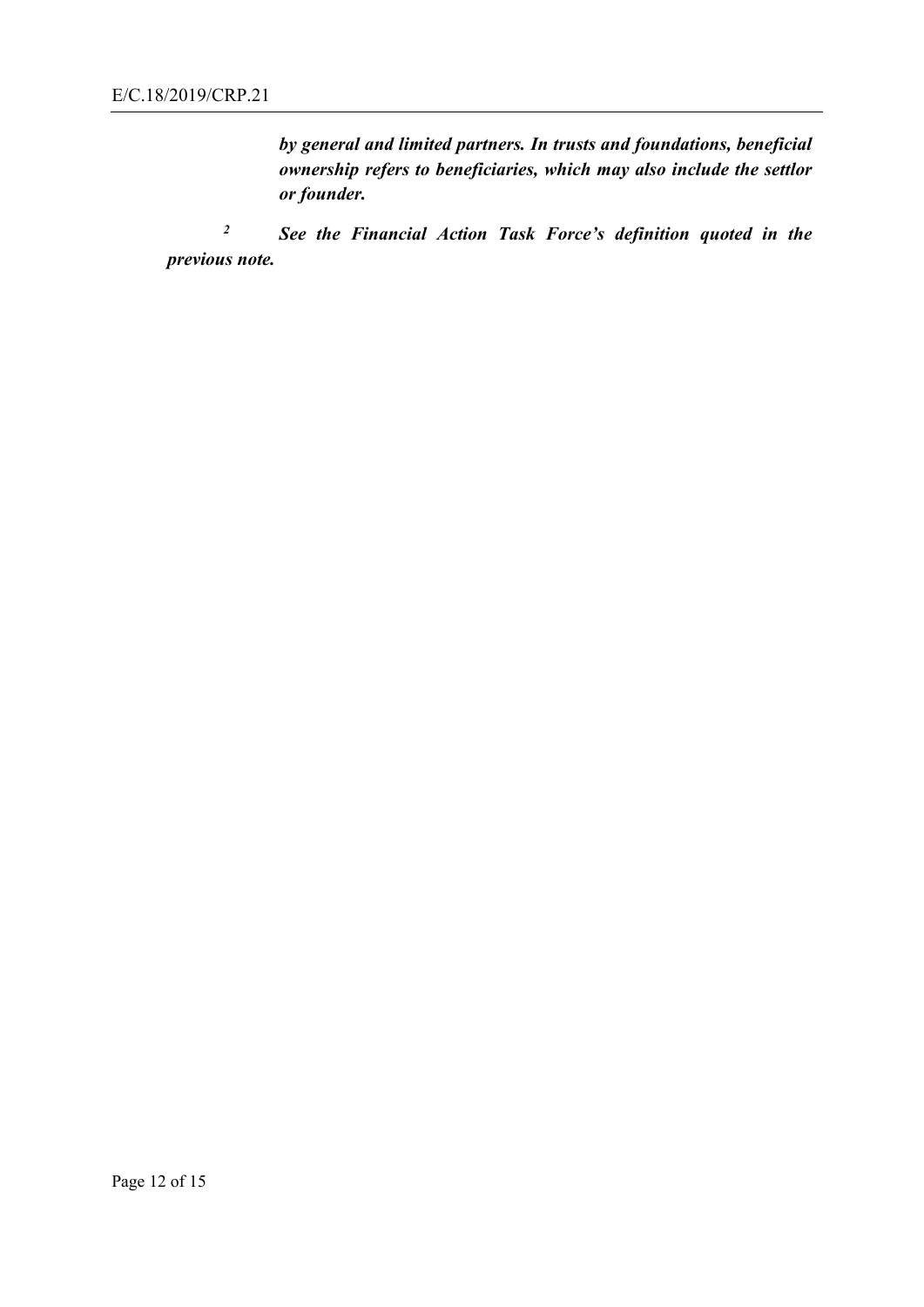***by general and limited partners. In trusts and foundations, beneficial ownership refers to beneficiaries, which may also include the settlor or founder.***

[2] ***See the Financial Action Task Force's definition quoted in the previous note.***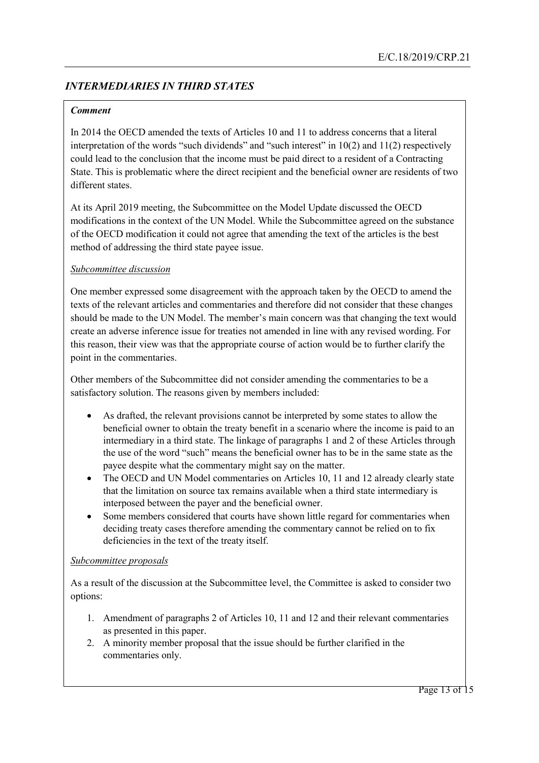## *INTERMEDIARIES IN THIRD STATES*

***Comment***

In 2014 the OECD amended the texts of Articles 10 and 11 to address concerns that a literal interpretation of the words "such dividends" and "such interest" in 10(2) and 11(2) respectively could lead to the conclusion that the income must be paid direct to a resident of a Contracting State. This is problematic where the direct recipient and the beneficial owner are residents of two different states.

At its April 2019 meeting, the Subcommittee on the Model Update discussed the OECD modifications in the context of the UN Model. While the Subcommittee agreed on the substance of the OECD modification it could not agree that amending the text of the articles is the best method of addressing the third state payee issue.

*Subcommittee discussion*

One member expressed some disagreement with the approach taken by the OECD to amend the texts of the relevant articles and commentaries and therefore did not consider that these changes should be made to the UN Model. The member's main concern was that changing the text would create an adverse inference issue for treaties not amended in line with any revised wording. For this reason, their view was that the appropriate course of action would be to further clarify the point in the commentaries.

Other members of the Subcommittee did not consider amending the commentaries to be a satisfactory solution. The reasons given by members included:

- As drafted, the relevant provisions cannot be interpreted by some states to allow the beneficial owner to obtain the treaty benefit in a scenario where the income is paid to an intermediary in a third state. The linkage of paragraphs 1 and 2 of these Articles through the use of the word "such" means the beneficial owner has to be in the same state as the payee despite what the commentary might say on the matter.
- The OECD and UN Model commentaries on Articles 10, 11 and 12 already clearly state that the limitation on source tax remains available when a third state intermediary is interposed between the payer and the beneficial owner.
- Some members considered that courts have shown little regard for commentaries when deciding treaty cases therefore amending the commentary cannot be relied on to fix deficiencies in the text of the treaty itself.

*Subcommittee proposals*

As a result of the discussion at the Subcommittee level, the Committee is asked to consider two options:

1. Amendment of paragraphs 2 of Articles 10, 11 and 12 and their relevant commentaries as presented in this paper.
2. A minority member proposal that the issue should be further clarified in the commentaries only.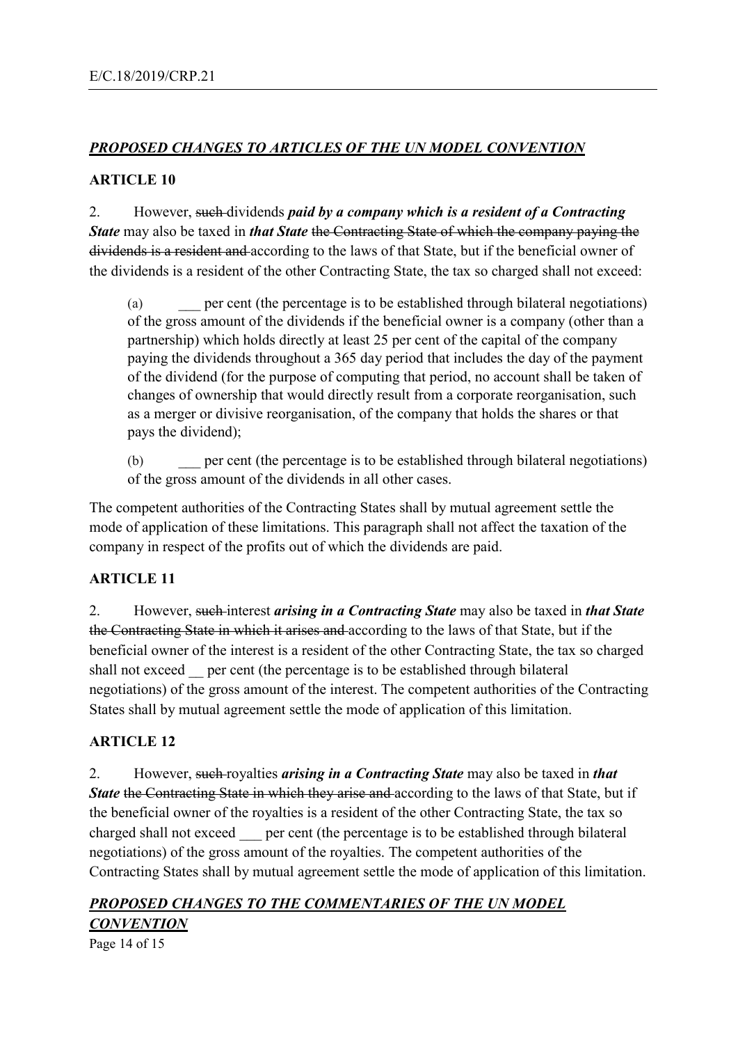## ***PROPOSED CHANGES TO ARTICLES OF THE UN MODEL CONVENTION***

### ARTICLE 10

2. However, ~~such~~ dividends ***paid by a company which is a resident of a Contracting State*** may also be taxed in ***that State*** ~~the Contracting State of which the company paying the dividends is a resident and~~ according to the laws of that State, but if the beneficial owner of the dividends is a resident of the other Contracting State, the tax so charged shall not exceed:

(a) ___ per cent (the percentage is to be established through bilateral negotiations) of the gross amount of the dividends if the beneficial owner is a company (other than a partnership) which holds directly at least 25 per cent of the capital of the company paying the dividends throughout a 365 day period that includes the day of the payment of the dividend (for the purpose of computing that period, no account shall be taken of changes of ownership that would directly result from a corporate reorganisation, such as a merger or divisive reorganisation, of the company that holds the shares or that pays the dividend);

(b) ___ per cent (the percentage is to be established through bilateral negotiations) of the gross amount of the dividends in all other cases.

The competent authorities of the Contracting States shall by mutual agreement settle the mode of application of these limitations. This paragraph shall not affect the taxation of the company in respect of the profits out of which the dividends are paid.

### ARTICLE 11

2. However, ~~such~~ interest ***arising in a Contracting State*** may also be taxed in ***that State*** ~~the Contracting State in which it arises and~~ according to the laws of that State, but if the beneficial owner of the interest is a resident of the other Contracting State, the tax so charged shall not exceed __ per cent (the percentage is to be established through bilateral negotiations) of the gross amount of the interest. The competent authorities of the Contracting States shall by mutual agreement settle the mode of application of this limitation.

### ARTICLE 12

2. However, ~~such~~ royalties ***arising in a Contracting State*** may also be taxed in ***that State*** ~~the Contracting State in which they arise and~~ according to the laws of that State, but if the beneficial owner of the royalties is a resident of the other Contracting State, the tax so charged shall not exceed ___ per cent (the percentage is to be established through bilateral negotiations) of the gross amount of the royalties. The competent authorities of the Contracting States shall by mutual agreement settle the mode of application of this limitation.

## ***PROPOSED CHANGES TO THE COMMENTARIES OF THE UN MODEL CONVENTION***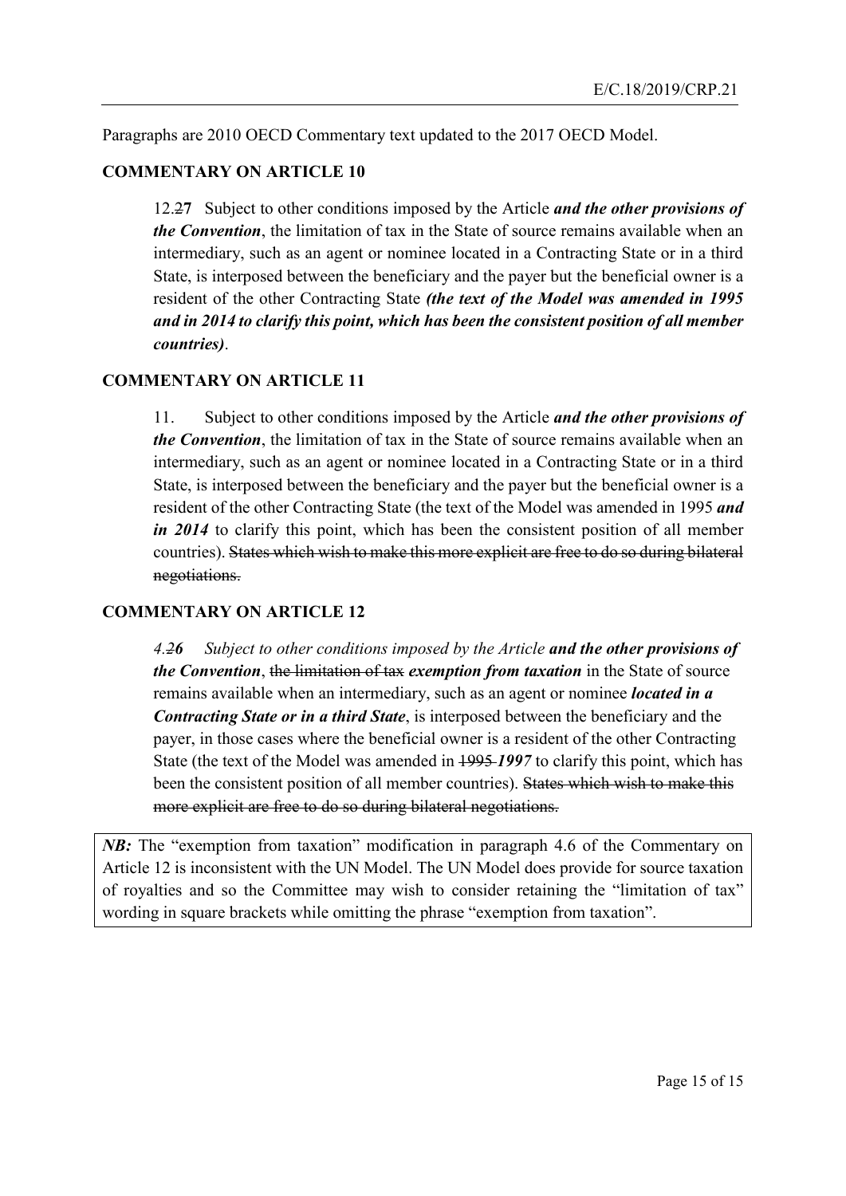Paragraphs are 2010 OECD Commentary text updated to the 2017 OECD Model.

## COMMENTARY ON ARTICLE 10

12.~~2~~**7** Subject to other conditions imposed by the Article ***and the other provisions of the Convention***, the limitation of tax in the State of source remains available when an intermediary, such as an agent or nominee located in a Contracting State or in a third State, is interposed between the beneficiary and the payer but the beneficial owner is a resident of the other Contracting State ***(the text of the Model was amended in 1995 and in 2014 to clarify this point, which has been the consistent position of all member countries)***.

## COMMENTARY ON ARTICLE 11

11. Subject to other conditions imposed by the Article ***and the other provisions of the Convention***, the limitation of tax in the State of source remains available when an intermediary, such as an agent or nominee located in a Contracting State or in a third State, is interposed between the beneficiary and the payer but the beneficial owner is a resident of the other Contracting State (the text of the Model was amended in 1995 ***and in 2014*** to clarify this point, which has been the consistent position of all member countries). ~~States which wish to make this more explicit are free to do so during bilateral negotiations.~~

## COMMENTARY ON ARTICLE 12

*4.~~2~~**6*** *Subject to other conditions imposed by the Article* ***and the other provisions of the Convention***, ~~the limitation of tax~~ ***exemption from taxation*** in the State of source remains available when an intermediary, such as an agent or nominee ***located in a Contracting State or in a third State***, is interposed between the beneficiary and the payer, in those cases where the beneficial owner is a resident of the other Contracting State (the text of the Model was amended in ~~1995~~ ***1997*** to clarify this point, which has been the consistent position of all member countries). ~~States which wish to make this more explicit are free to do so during bilateral negotiations.~~

***NB:*** The "exemption from taxation" modification in paragraph 4.6 of the Commentary on Article 12 is inconsistent with the UN Model. The UN Model does provide for source taxation of royalties and so the Committee may wish to consider retaining the "limitation of tax" wording in square brackets while omitting the phrase "exemption from taxation".